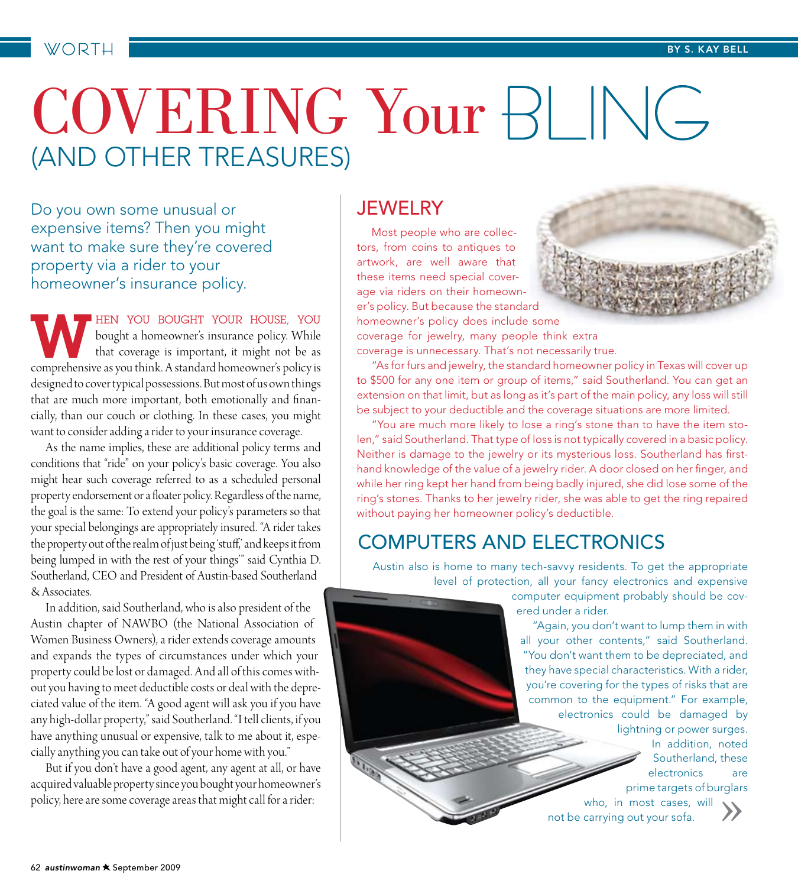# COVERING Your BLING (AND OTHER TREASURES)

BY S. KAY BELL

Do you own some unusual or expensive items? Then you might want to make sure they're covered property via a rider to your homeowner's insurance policy.

WHEN YOU BOUGHT YOUR HOUSE, YOU bought a homeowner's insurance policy. While that coverage is important, it might not be as comprehensive as you think. A standard homeowner's policy is designed to cover typical possessions. But most of us own things that are much more important, both emotionally and financially, than our couch or clothing. In these cases, you might want to consider adding a rider to your insurance coverage.

As the name implies, these are additional policy terms and conditions that "ride" on your policy's basic coverage. You also might hear such coverage referred to as a scheduled personal property endorsement or a floater policy. Regardless of the name, the goal is the same: To extend your policy's parameters so that your special belongings are appropriately insured. "A rider takes the property out of the realm of just being 'stuff,' and keeps it from being lumped in with the rest of your things" said Cynthia D. Southerland, CEO and President of Austin-based Southerland & Associates.

In addition, said Southerland, who is also president of the Austin chapter of NAWBO (the National Association of Women Business Owners), a rider extends coverage amounts and expands the types of circumstances under which your property could be lost or damaged. And all of this comes without you having to meet deductible costs or deal with the depreciated value of the item. "A good agent will ask you if you have any high-dollar property," said Southerland. "I tell clients, if you have anything unusual or expensive, talk to me about it, especially anything you can take out of your home with you."

But if you don't have a good agent, any agent at all, or have acquired valuable property since you bought your homeowner's policy, here are some coverage areas that might call for a rider:

## JEWELRY

Most people who are collectors, from coins to antiques to artwork, are well aware that these items need special coverage via riders on their homeowner's policy. But because the standard homeowner's policy does include some coverage for jewelry, many people think extra coverage is unnecessary. That's not necessarily true.

"As for furs and jewelry, the standard homeowner policy in Texas will cover up to $500 for any one item or group of items," said Southerland. You can get an extension on that limit, but as long as it's part of the main policy, any loss will still be subject to your deductible and the coverage situations are more limited.

"You are much more likely to lose a ring's stone than to have the item stolen," said Southerland. That type of loss is not typically covered in a basic policy. Neither is damage to the jewelry or its mysterious loss. Southerland has first-hand knowledge of the value of a jewelry rider. A door closed on her finger, and while her ring kept her hand from being badly injured, she did lose some of the ring's stones. Thanks to her jewelry rider, she was able to get the ring repaired without paying her homeowner policy's deductible.

## COMPUTERS AND ELECTRONICS

Austin also is home to many tech-savvy residents. To get the appropriate level of protection, all your fancy electronics and expensive computer equipment probably should be covered under a rider.

"Again, you don't want to lump them in with all your other contents," said Southerland. "You don't want them to be depreciated, and they have special characteristics. With a rider, you're covering for the types of risks that are common to the equipment." For example, electronics could be damaged by lightning or power surges. In addition, noted Southerland, these electronics are prime targets of burglars who, in most cases, will not be carrying out your sofa. »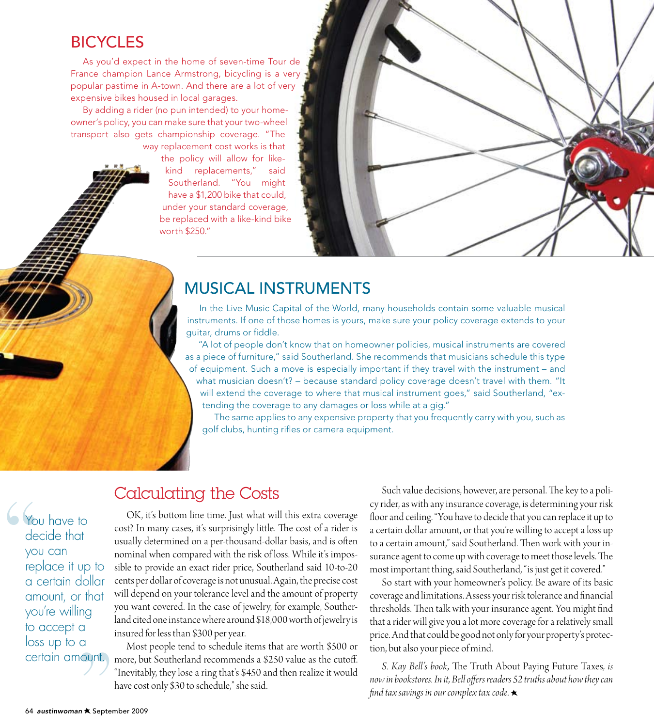## BICYCLES

As you'd expect in the home of seven-time Tour de France champion Lance Armstrong, bicycling is a very popular pastime in A-town. And there are a lot of very expensive bikes housed in local garages.

By adding a rider (no pun intended) to your homeowner's policy, you can make sure that your two-wheel transport also gets championship coverage. "The way replacement cost works is that the policy will allow for like-kind replacements," said Southerland. "You might have a $1,200 bike that could, under your standard coverage, be replaced with a like-kind bike worth $250."

## MUSICAL INSTRUMENTS

In the Live Music Capital of the World, many households contain some valuable musical instruments. If one of those homes is yours, make sure your policy coverage extends to your guitar, drums or fiddle.

"A lot of people don't know that on homeowner policies, musical instruments are covered as a piece of furniture," said Southerland. She recommends that musicians schedule this type of equipment. Such a move is especially important if they travel with the instrument – and what musician doesn't? – because standard policy coverage doesn't travel with them. "It will extend the coverage to where that musical instrument goes," said Southerland, "extending the coverage to any damages or loss while at a gig."

The same applies to any expensive property that you frequently carry with you, such as golf clubs, hunting rifles or camera equipment.

## Calculating the Costs

OK, it's bottom line time. Just what will this extra coverage cost? In many cases, it's surprisingly little. The cost of a rider is usually determined on a per-thousand-dollar basis, and is often nominal when compared with the risk of loss. While it's impossible to provide an exact rider price, Southerland said 10-to-20 cents per dollar of coverage is not unusual. Again, the precise cost will depend on your tolerance level and the amount of property you want covered. In the case of jewelry, for example, Southerland cited one instance where around $18,000 worth of jewelry is insured for less than $300 per year.

Most people tend to schedule items that are worth $500 or more, but Southerland recommends a $250 value as the cutoff. "Inevitably, they lose a ring that's $450 and then realize it would have cost only $30 to schedule," she said.

> "You have to decide that you can replace it up to a certain dollar amount, or that you're willing to accept a loss up to a certain amount."

Such value decisions, however, are personal. The key to a policy rider, as with any insurance coverage, is determining your risk floor and ceiling. "You have to decide that you can replace it up to a certain dollar amount, or that you're willing to accept a loss up to a certain amount," said Southerland. Then work with your insurance agent to come up with coverage to meet those levels. The most important thing, said Southerland, "is just get it covered."

So start with your homeowner's policy. Be aware of its basic coverage and limitations. Assess your risk tolerance and financial thresholds. Then talk with your insurance agent. You might find that a rider will give you a lot more coverage for a relatively small price. And that could be good not only for your property's protection, but also your piece of mind.

*S. Kay Bell's book,* The Truth About Paying Future Taxes, *is now in bookstores. In it, Bell offers readers 52 truths about how they can find tax savings in our complex tax code.* ★